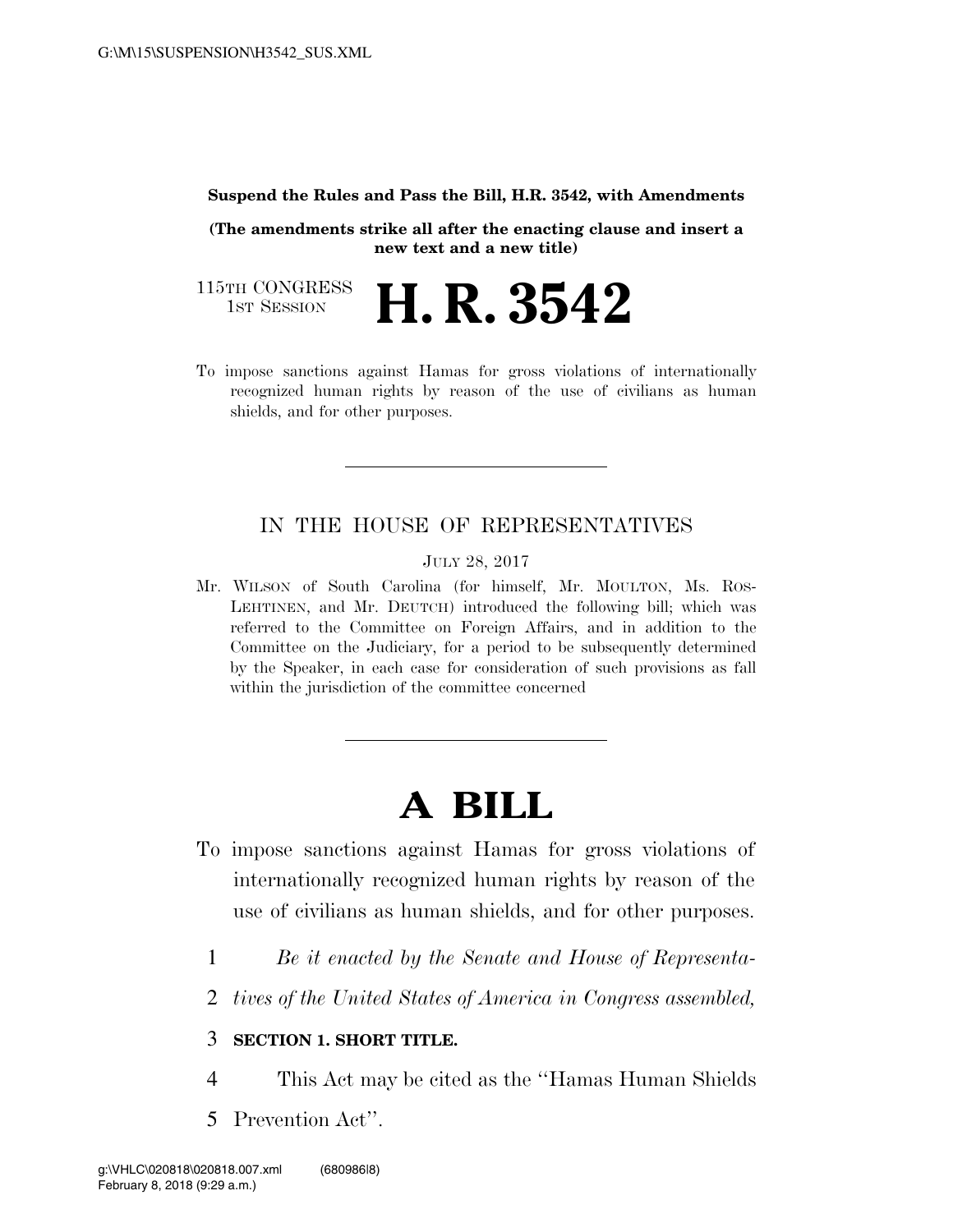**Suspend the Rules and Pass the Bill, H.R. 3542, with Amendments**

**(The amendments strike all after the enacting clause and insert a new text and a new title)**

115TH CONGRESS
1ST SESSION

# H. R. 3542

To impose sanctions against Hamas for gross violations of internationally recognized human rights by reason of the use of civilians as human shields, and for other purposes.

---

IN THE HOUSE OF REPRESENTATIVES

JULY 28, 2017

Mr. WILSON of South Carolina (for himself, Mr. MOULTON, Ms. ROS-LEHTINEN, and Mr. DEUTCH) introduced the following bill; which was referred to the Committee on Foreign Affairs, and in addition to the Committee on the Judiciary, for a period to be subsequently determined by the Speaker, in each case for consideration of such provisions as fall within the jurisdiction of the committee concerned

---

# A BILL

To impose sanctions against Hamas for gross violations of internationally recognized human rights by reason of the use of civilians as human shields, and for other purposes.

1 *Be it enacted by the Senate and House of Representa-*
2 *tives of the United States of America in Congress assembled,*

3 **SECTION 1. SHORT TITLE.**

4 This Act may be cited as the ''Hamas Human Shields
5 Prevention Act''.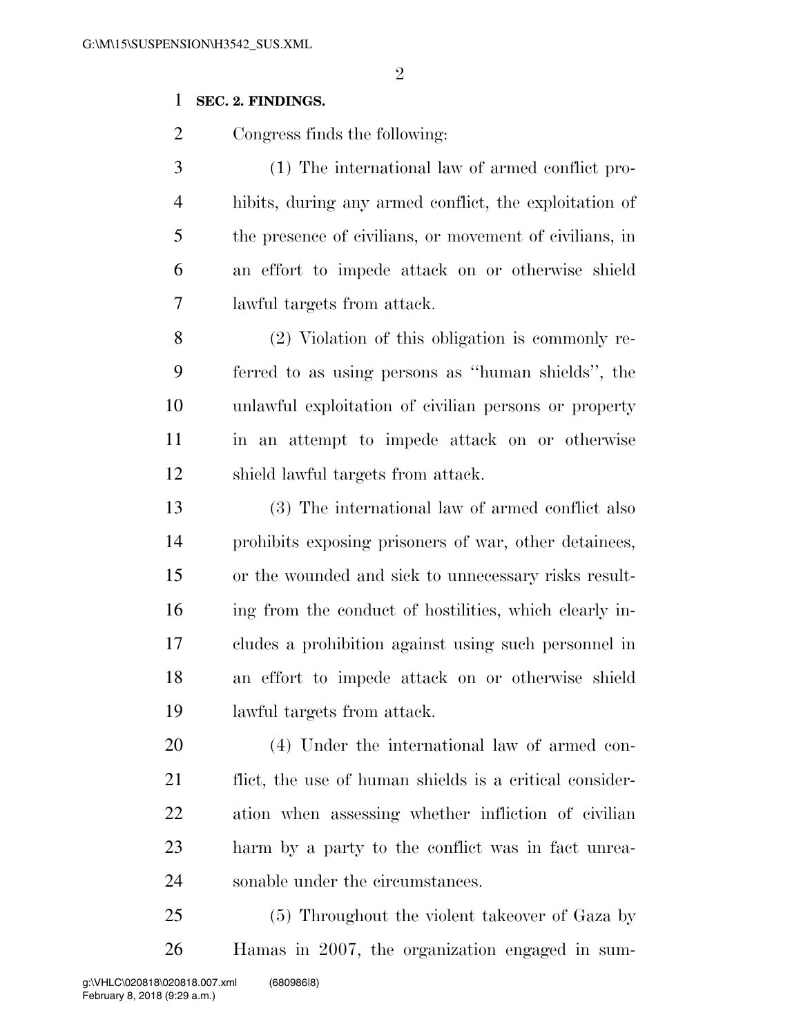**SEC. 2. FINDINGS.**

Congress finds the following:

(1) The international law of armed conflict prohibits, during any armed conflict, the exploitation of the presence of civilians, or movement of civilians, in an effort to impede attack on or otherwise shield lawful targets from attack.

(2) Violation of this obligation is commonly referred to as using persons as "human shields", the unlawful exploitation of civilian persons or property in an attempt to impede attack on or otherwise shield lawful targets from attack.

(3) The international law of armed conflict also prohibits exposing prisoners of war, other detainees, or the wounded and sick to unnecessary risks resulting from the conduct of hostilities, which clearly includes a prohibition against using such personnel in an effort to impede attack on or otherwise shield lawful targets from attack.

(4) Under the international law of armed conflict, the use of human shields is a critical consideration when assessing whether infliction of civilian harm by a party to the conflict was in fact unreasonable under the circumstances.

(5) Throughout the violent takeover of Gaza by Hamas in 2007, the organization engaged in sum-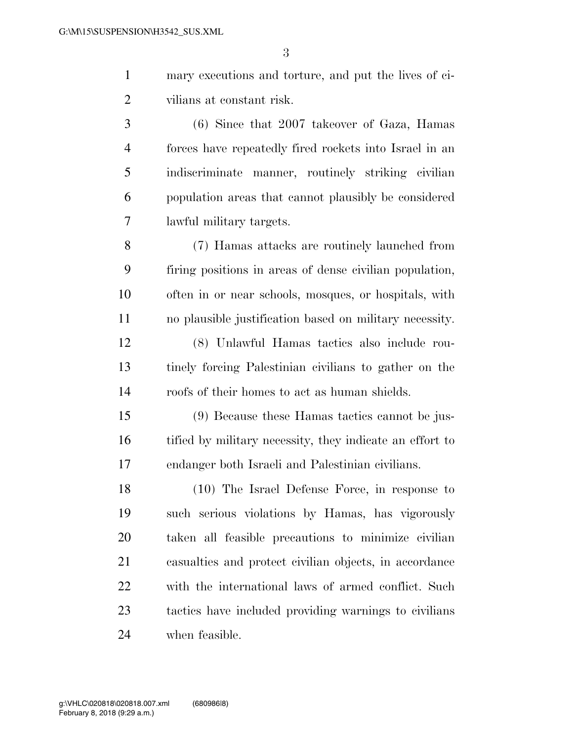mary executions and torture, and put the lives of civilians at constant risk.

(6) Since that 2007 takeover of Gaza, Hamas forces have repeatedly fired rockets into Israel in an indiscriminate manner, routinely striking civilian population areas that cannot plausibly be considered lawful military targets.

(7) Hamas attacks are routinely launched from firing positions in areas of dense civilian population, often in or near schools, mosques, or hospitals, with no plausible justification based on military necessity.

(8) Unlawful Hamas tactics also include routinely forcing Palestinian civilians to gather on the roofs of their homes to act as human shields.

(9) Because these Hamas tactics cannot be justified by military necessity, they indicate an effort to endanger both Israeli and Palestinian civilians.

(10) The Israel Defense Force, in response to such serious violations by Hamas, has vigorously taken all feasible precautions to minimize civilian casualties and protect civilian objects, in accordance with the international laws of armed conflict. Such tactics have included providing warnings to civilians when feasible.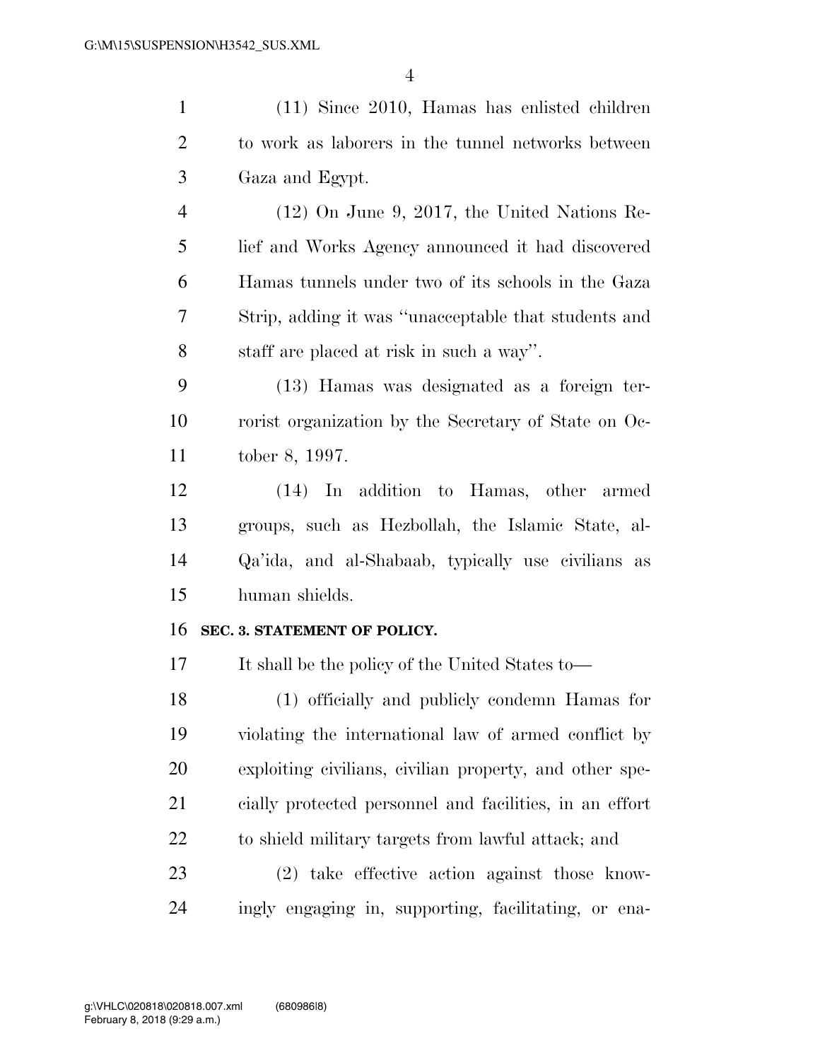(11) Since 2010, Hamas has enlisted children to work as laborers in the tunnel networks between Gaza and Egypt.

(12) On June 9, 2017, the United Nations Relief and Works Agency announced it had discovered Hamas tunnels under two of its schools in the Gaza Strip, adding it was ''unacceptable that students and staff are placed at risk in such a way''.

(13) Hamas was designated as a foreign terrorist organization by the Secretary of State on October 8, 1997.

(14) In addition to Hamas, other armed groups, such as Hezbollah, the Islamic State, al-Qa'ida, and al-Shabaab, typically use civilians as human shields.

**SEC. 3. STATEMENT OF POLICY.**

It shall be the policy of the United States to—

(1) officially and publicly condemn Hamas for violating the international law of armed conflict by exploiting civilians, civilian property, and other specially protected personnel and facilities, in an effort to shield military targets from lawful attack; and

(2) take effective action against those knowingly engaging in, supporting, facilitating, or ena-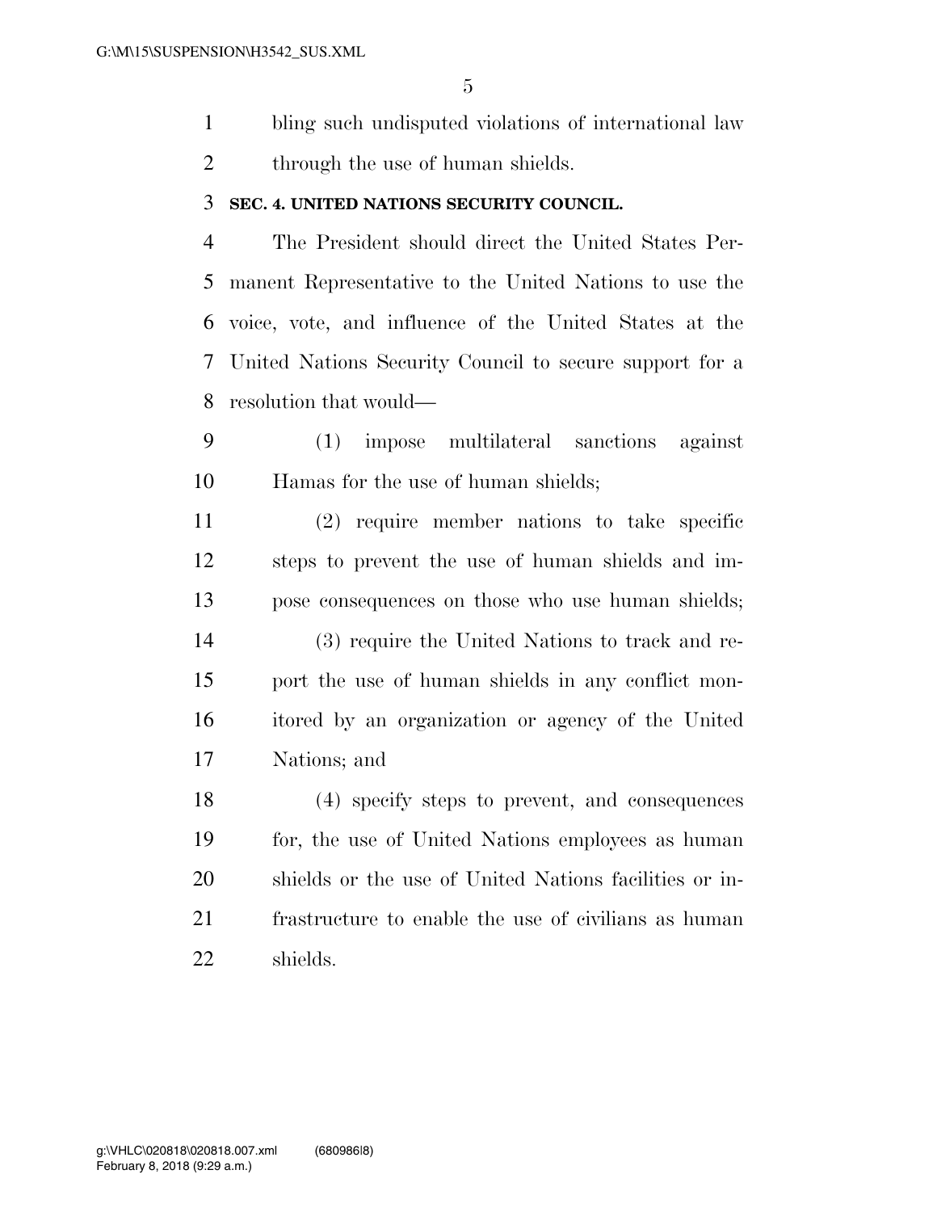bling such undisputed violations of international law through the use of human shields.

### SEC. 4. UNITED NATIONS SECURITY COUNCIL.

The President should direct the United States Permanent Representative to the United Nations to use the voice, vote, and influence of the United States at the United Nations Security Council to secure support for a resolution that would—

(1) impose multilateral sanctions against Hamas for the use of human shields;

(2) require member nations to take specific steps to prevent the use of human shields and impose consequences on those who use human shields;

(3) require the United Nations to track and report the use of human shields in any conflict monitored by an organization or agency of the United Nations; and

(4) specify steps to prevent, and consequences for, the use of United Nations employees as human shields or the use of United Nations facilities or infrastructure to enable the use of civilians as human shields.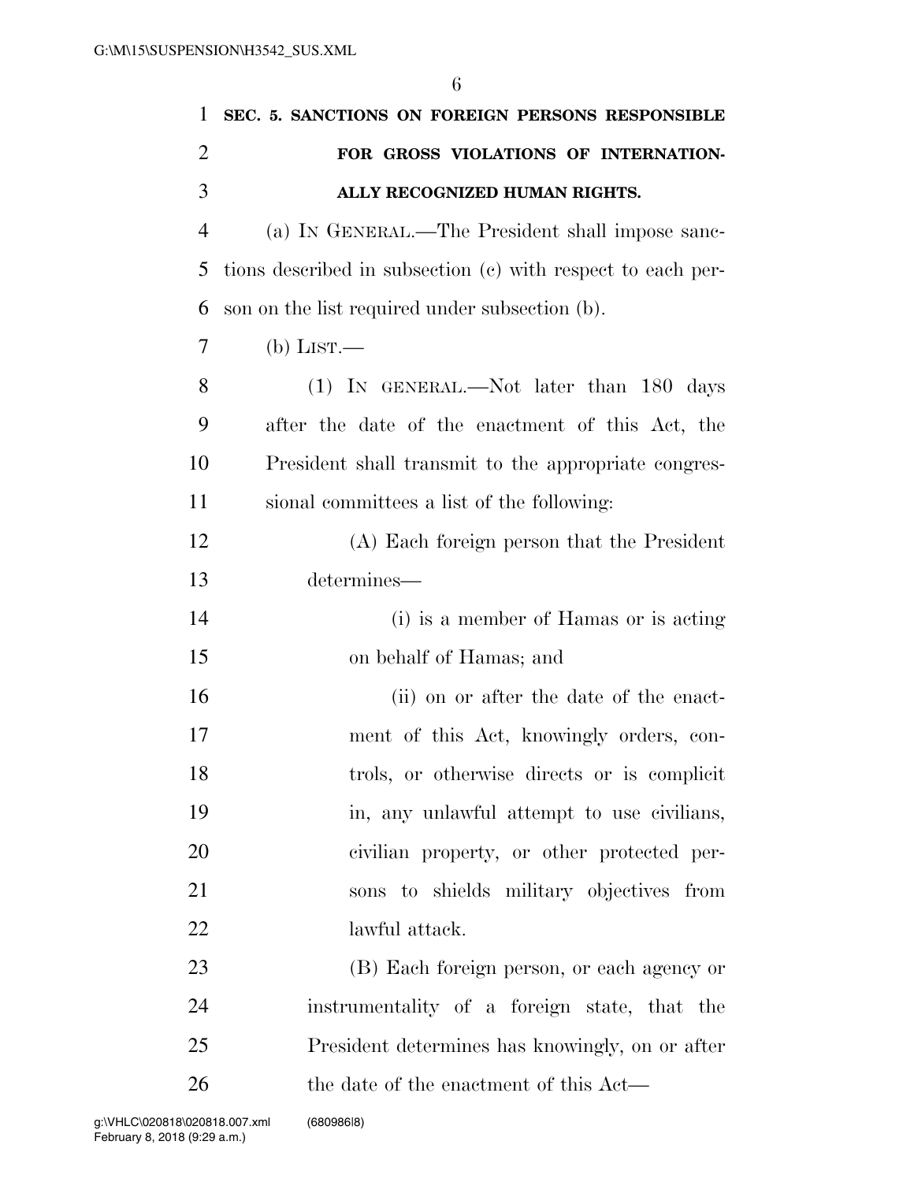**SEC. 5. SANCTIONS ON FOREIGN PERSONS RESPONSIBLE FOR GROSS VIOLATIONS OF INTERNATIONALLY RECOGNIZED HUMAN RIGHTS.**

(a) IN GENERAL.—The President shall impose sanctions described in subsection (c) with respect to each person on the list required under subsection (b).

(b) LIST.—

(1) IN GENERAL.—Not later than 180 days after the date of the enactment of this Act, the President shall transmit to the appropriate congressional committees a list of the following:

(A) Each foreign person that the President determines—

(i) is a member of Hamas or is acting on behalf of Hamas; and

(ii) on or after the date of the enactment of this Act, knowingly orders, controls, or otherwise directs or is complicit in, any unlawful attempt to use civilians, civilian property, or other protected persons to shields military objectives from lawful attack.

(B) Each foreign person, or each agency or instrumentality of a foreign state, that the President determines has knowingly, on or after the date of the enactment of this Act—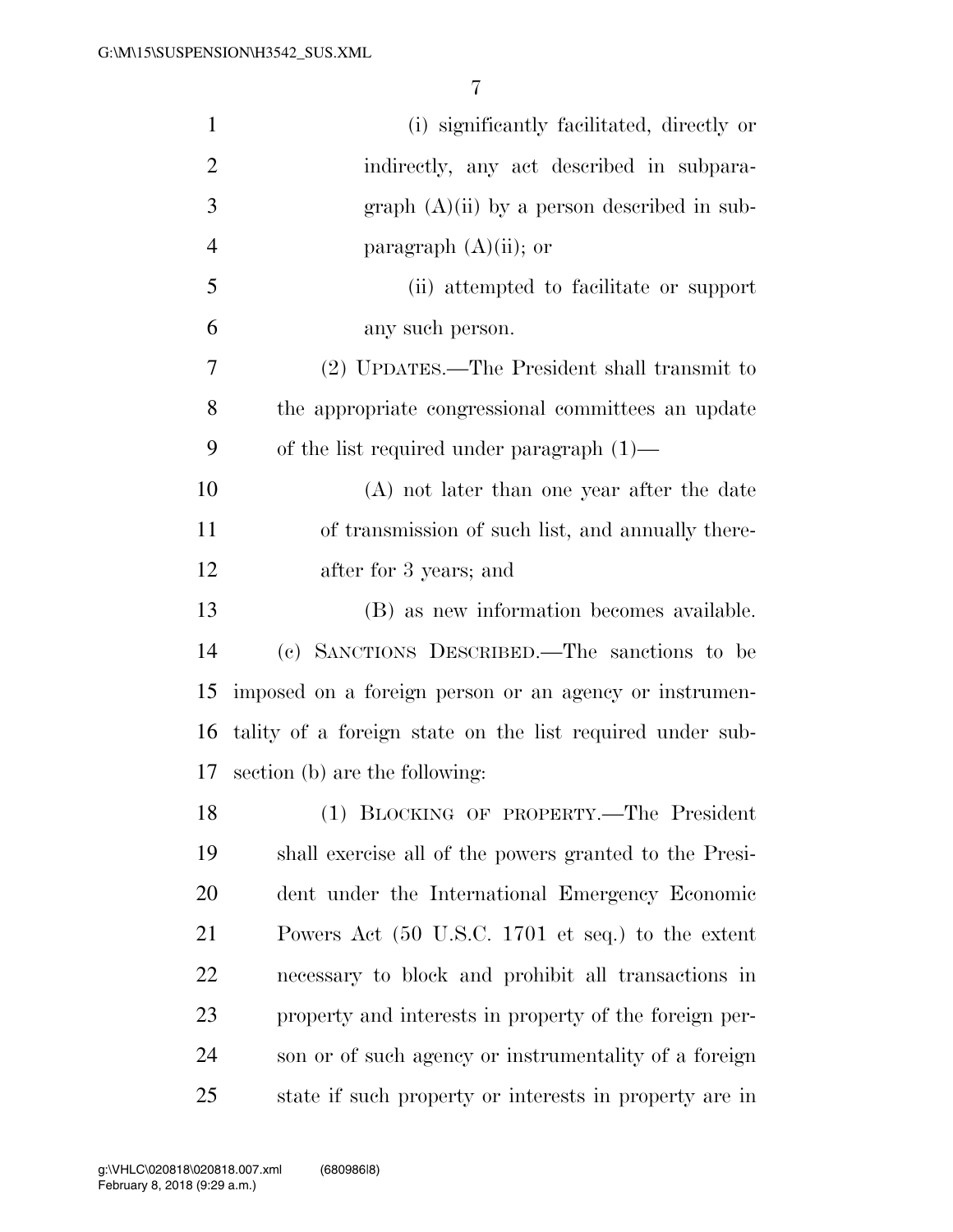(i) significantly facilitated, directly or indirectly, any act described in subparagraph (A)(ii) by a person described in subparagraph (A)(ii); or

(ii) attempted to facilitate or support any such person.

(2) UPDATES.—The President shall transmit to the appropriate congressional committees an update of the list required under paragraph (1)—

(A) not later than one year after the date of transmission of such list, and annually thereafter for 3 years; and

(B) as new information becomes available.

(c) SANCTIONS DESCRIBED.—The sanctions to be imposed on a foreign person or an agency or instrumentality of a foreign state on the list required under subsection (b) are the following:

(1) BLOCKING OF PROPERTY.—The President shall exercise all of the powers granted to the President under the International Emergency Economic Powers Act (50 U.S.C. 1701 et seq.) to the extent necessary to block and prohibit all transactions in property and interests in property of the foreign person or of such agency or instrumentality of a foreign state if such property or interests in property are in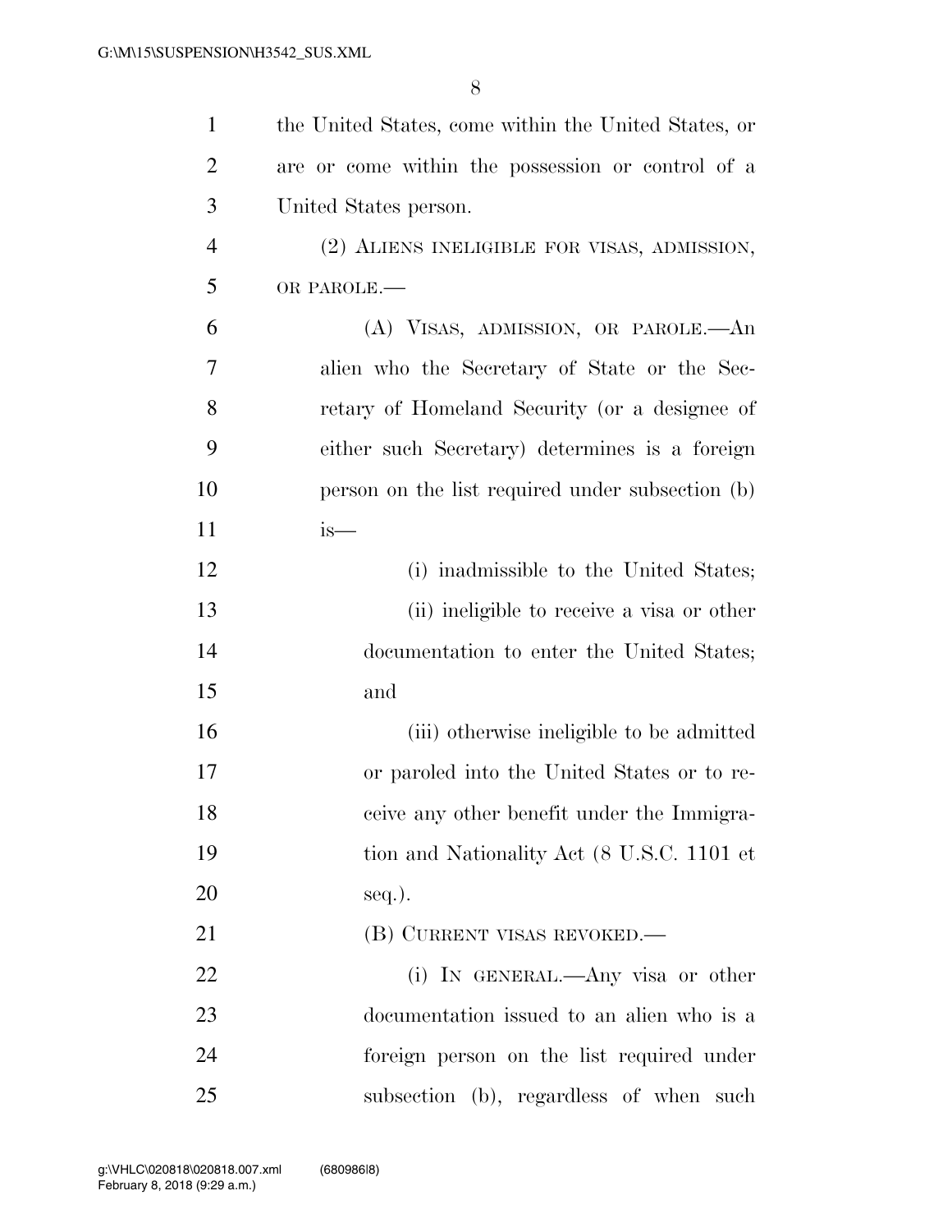the United States, come within the United States, or are or come within the possession or control of a United States person.

(2) ALIENS INELIGIBLE FOR VISAS, ADMISSION, OR PAROLE.—

(A) VISAS, ADMISSION, OR PAROLE.—An alien who the Secretary of State or the Secretary of Homeland Security (or a designee of either such Secretary) determines is a foreign person on the list required under subsection (b) is—

(i) inadmissible to the United States;

(ii) ineligible to receive a visa or other documentation to enter the United States; and

(iii) otherwise ineligible to be admitted or paroled into the United States or to receive any other benefit under the Immigration and Nationality Act (8 U.S.C. 1101 et seq.).

(B) CURRENT VISAS REVOKED.—

(i) IN GENERAL.—Any visa or other documentation issued to an alien who is a foreign person on the list required under subsection (b), regardless of when such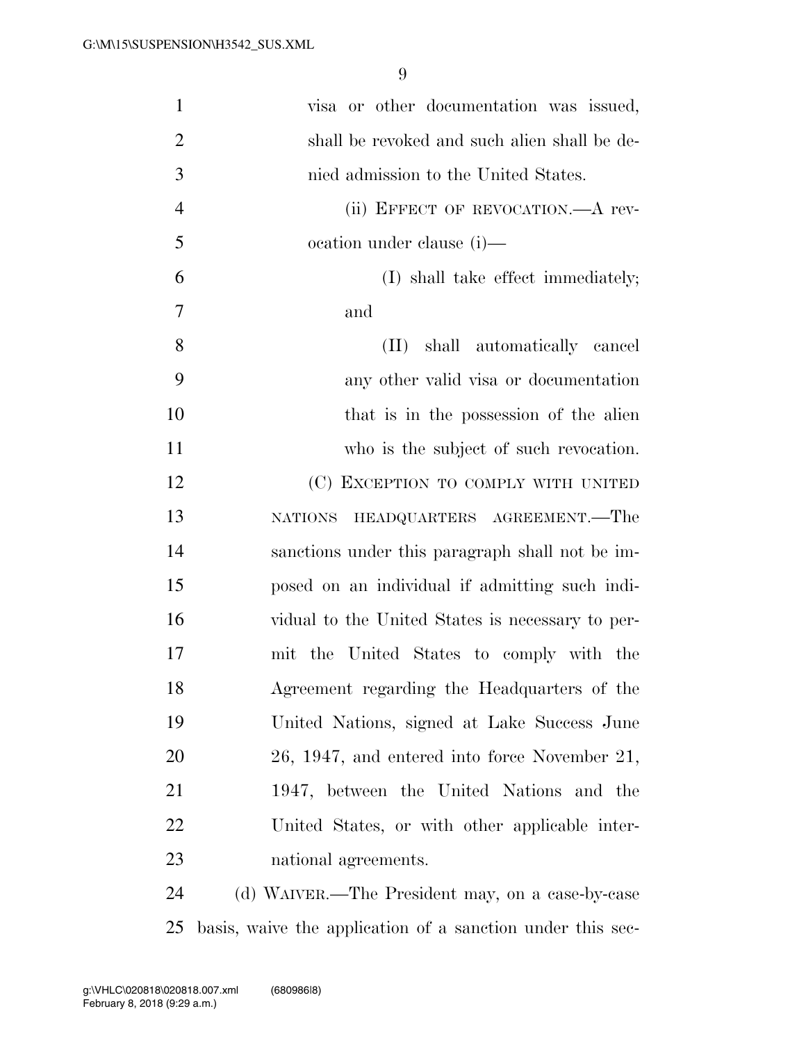visa or other documentation was issued, shall be revoked and such alien shall be denied admission to the United States.

(ii) EFFECT OF REVOCATION.—A revocation under clause (i)—

(I) shall take effect immediately; and

(II) shall automatically cancel any other valid visa or documentation that is in the possession of the alien who is the subject of such revocation.

(C) EXCEPTION TO COMPLY WITH UNITED NATIONS HEADQUARTERS AGREEMENT.—The sanctions under this paragraph shall not be imposed on an individual if admitting such individual to the United States is necessary to permit the United States to comply with the Agreement regarding the Headquarters of the United Nations, signed at Lake Success June 26, 1947, and entered into force November 21, 1947, between the United Nations and the United States, or with other applicable international agreements.

(d) WAIVER.—The President may, on a case-by-case basis, waive the application of a sanction under this sec-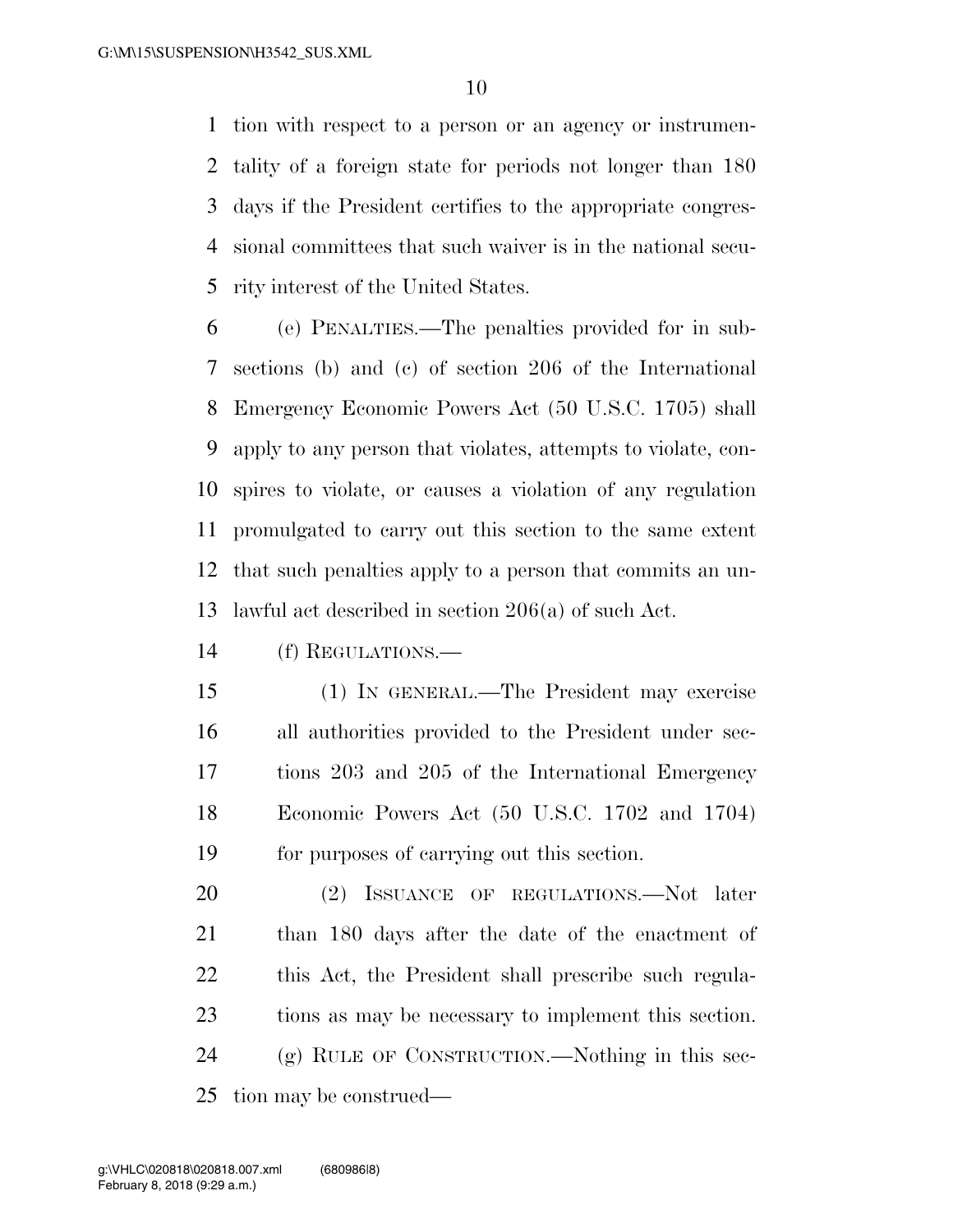tion with respect to a person or an agency or instrumentality of a foreign state for periods not longer than 180 days if the President certifies to the appropriate congressional committees that such waiver is in the national security interest of the United States.

(e) PENALTIES.—The penalties provided for in subsections (b) and (c) of section 206 of the International Emergency Economic Powers Act (50 U.S.C. 1705) shall apply to any person that violates, attempts to violate, conspires to violate, or causes a violation of any regulation promulgated to carry out this section to the same extent that such penalties apply to a person that commits an unlawful act described in section 206(a) of such Act.

(f) REGULATIONS.—

(1) IN GENERAL.—The President may exercise all authorities provided to the President under sections 203 and 205 of the International Emergency Economic Powers Act (50 U.S.C. 1702 and 1704) for purposes of carrying out this section.

(2) ISSUANCE OF REGULATIONS.—Not later than 180 days after the date of the enactment of this Act, the President shall prescribe such regulations as may be necessary to implement this section.

(g) RULE OF CONSTRUCTION.—Nothing in this section may be construed—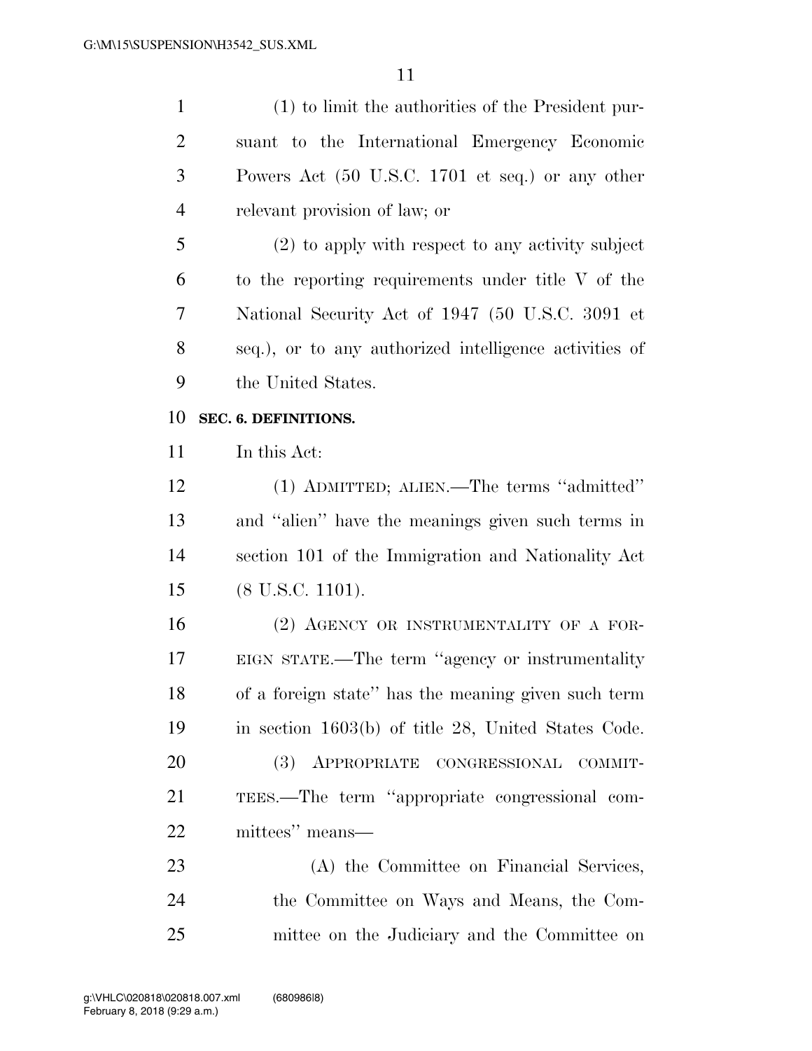(1) to limit the authorities of the President pursuant to the International Emergency Economic Powers Act (50 U.S.C. 1701 et seq.) or any other relevant provision of law; or

(2) to apply with respect to any activity subject to the reporting requirements under title V of the National Security Act of 1947 (50 U.S.C. 3091 et seq.), or to any authorized intelligence activities of the United States.

**SEC. 6. DEFINITIONS.**

In this Act:

(1) ADMITTED; ALIEN.—The terms ''admitted'' and ''alien'' have the meanings given such terms in section 101 of the Immigration and Nationality Act (8 U.S.C. 1101).

(2) AGENCY OR INSTRUMENTALITY OF A FOREIGN STATE.—The term ''agency or instrumentality of a foreign state'' has the meaning given such term in section 1603(b) of title 28, United States Code.

(3) APPROPRIATE CONGRESSIONAL COMMITTEES.—The term ''appropriate congressional committees'' means—

(A) the Committee on Financial Services, the Committee on Ways and Means, the Committee on the Judiciary and the Committee on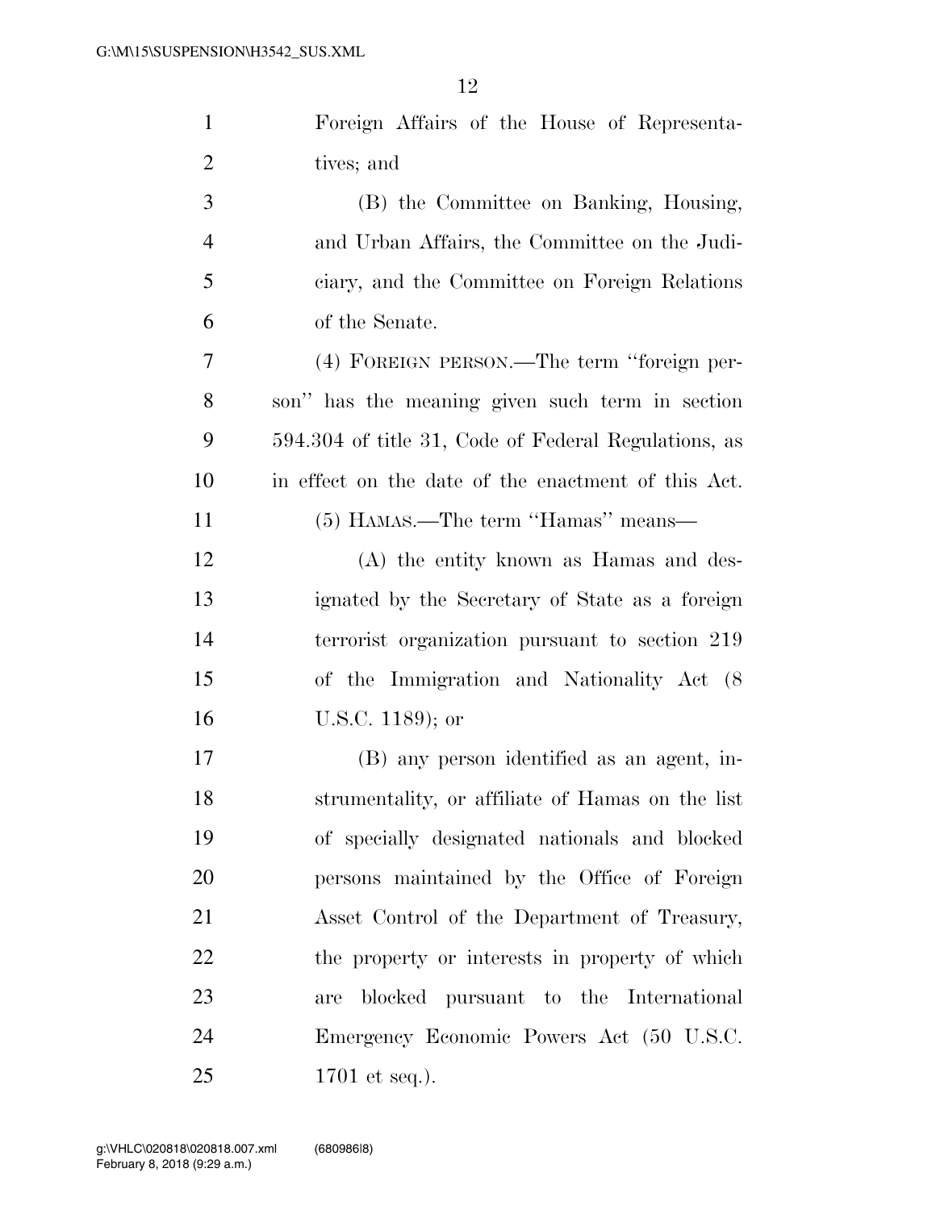Foreign Affairs of the House of Representatives; and

(B) the Committee on Banking, Housing, and Urban Affairs, the Committee on the Judiciary, and the Committee on Foreign Relations of the Senate.

(4) FOREIGN PERSON.—The term "foreign person" has the meaning given such term in section 594.304 of title 31, Code of Federal Regulations, as in effect on the date of the enactment of this Act.

(5) HAMAS.—The term "Hamas" means—

(A) the entity known as Hamas and designated by the Secretary of State as a foreign terrorist organization pursuant to section 219 of the Immigration and Nationality Act (8 U.S.C. 1189); or

(B) any person identified as an agent, instrumentality, or affiliate of Hamas on the list of specially designated nationals and blocked persons maintained by the Office of Foreign Asset Control of the Department of Treasury, the property or interests in property of which are blocked pursuant to the International Emergency Economic Powers Act (50 U.S.C. 1701 et seq.).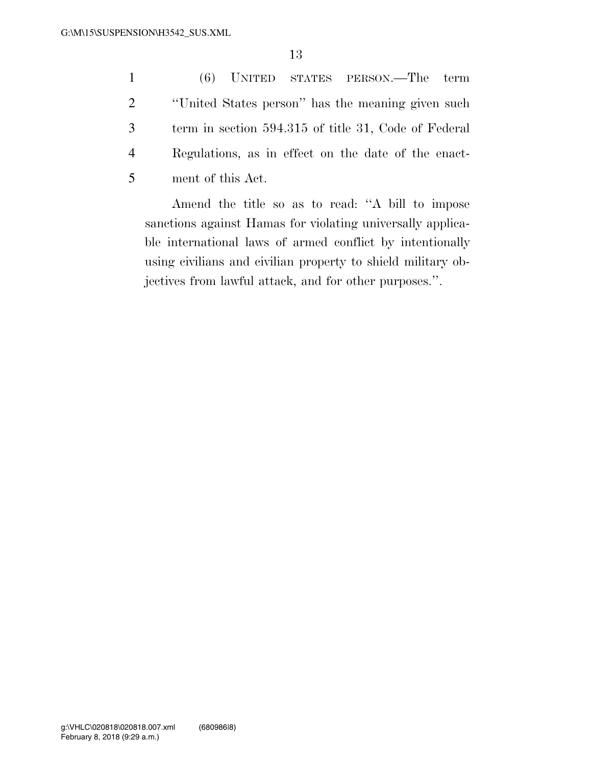(6) UNITED STATES PERSON.—The term "United States person" has the meaning given such term in section 594.315 of title 31, Code of Federal Regulations, as in effect on the date of the enactment of this Act.

Amend the title so as to read: "A bill to impose sanctions against Hamas for violating universally applicable international laws of armed conflict by intentionally using civilians and civilian property to shield military objectives from lawful attack, and for other purposes.".